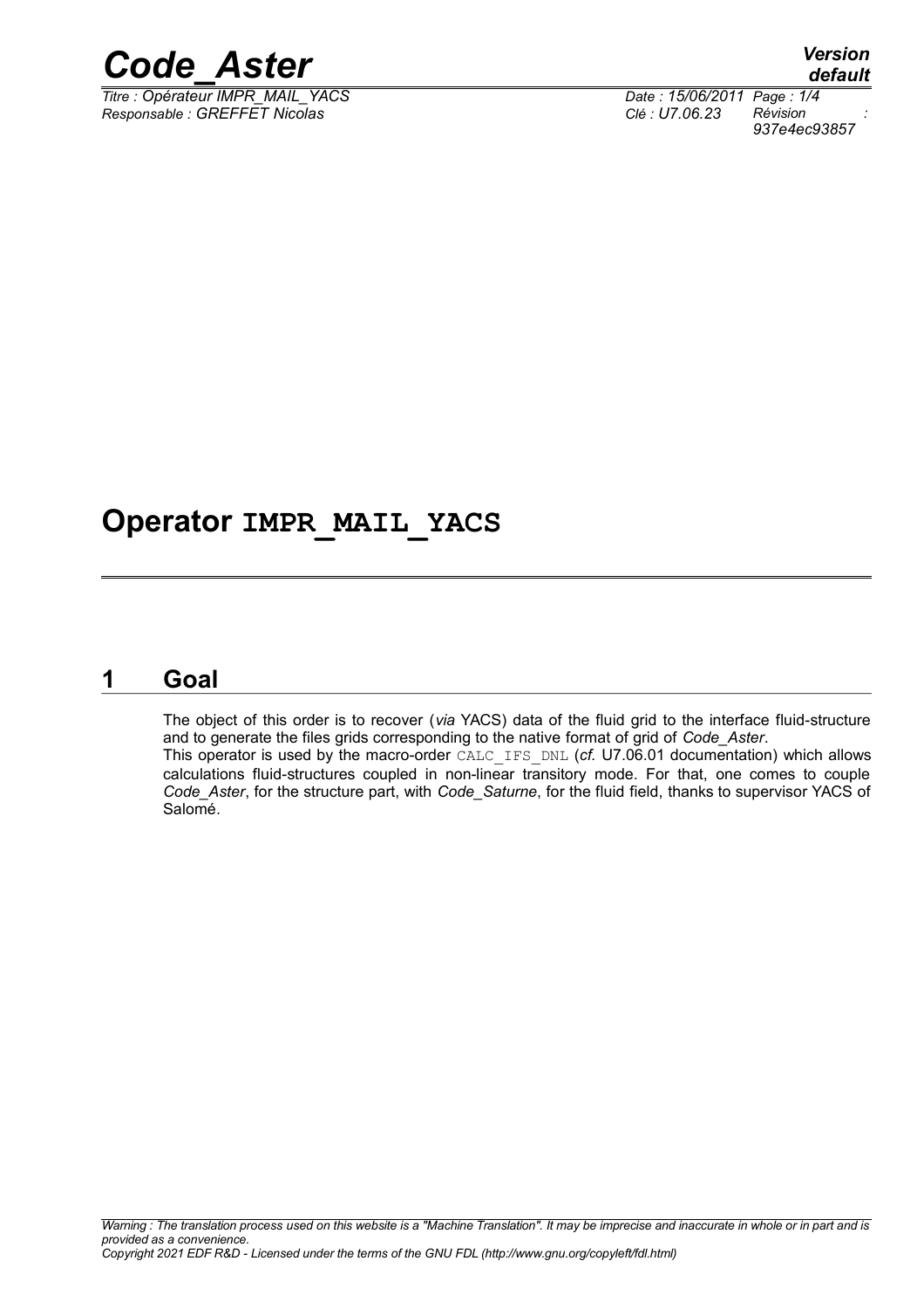# Operator IMPR_MAIL_YACS

## 1 Goal

The object of this order is to recover (*via* YACS) data of the fluid grid to the interface fluid-structure and to generate the files grids corresponding to the native format of grid of *Code_Aster*.
This operator is used by the macro-order CALC_IFS_DNL (*cf*. U7.06.01 documentation) which allows calculations fluid-structures coupled in non-linear transitory mode. For that, one comes to couple *Code_Aster*, for the structure part, with *Code_Saturne*, for the fluid field, thanks to supervisor YACS of Salomé.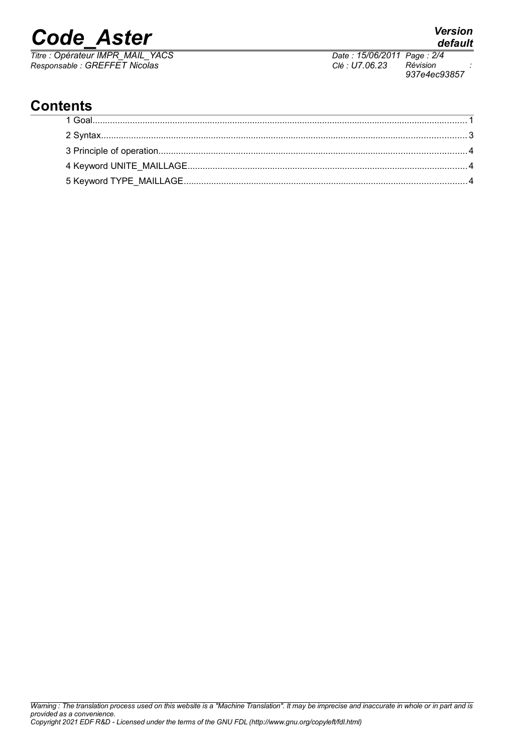## Contents

1 Goal........................................................................................................................................1

2 Syntax.....................................................................................................................................3

3 Principle of operation..............................................................................................................4

4 Keyword UNITE_MAILLAGE..................................................................................................4

5 Keyword TYPE_MAILLAGE....................................................................................................4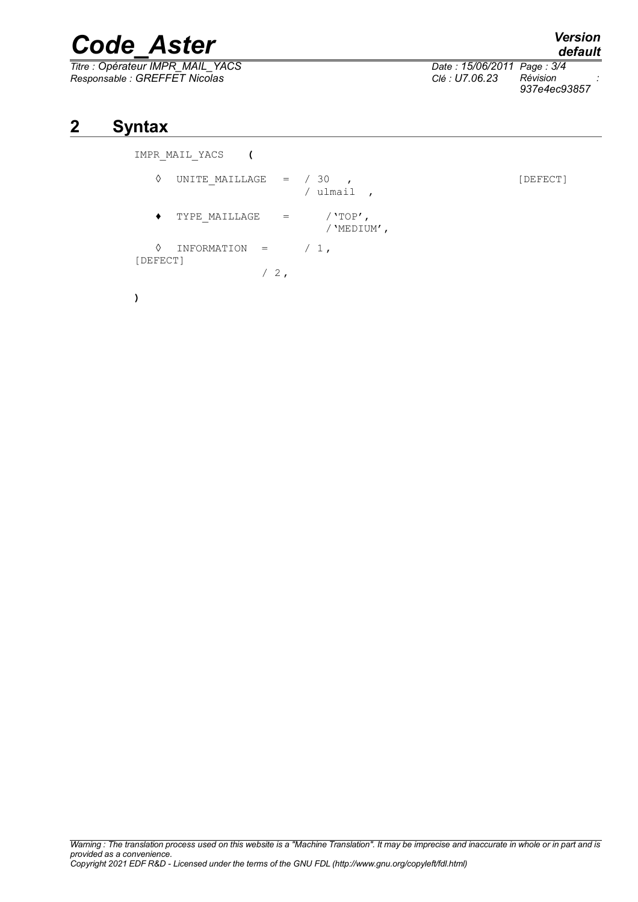## 2 Syntax

```
IMPR_MAIL_YACS    (

   ◊  UNITE_MAILLAGE   =  / 30   ,                          [DEFECT]
                          / ulmail  ,

   ♦  TYPE_MAILLAGE    =      /'TOP',
                              /'MEDIUM',

   ◊  INFORMATION  =      / 1,
[DEFECT]
                  / 2,

)
```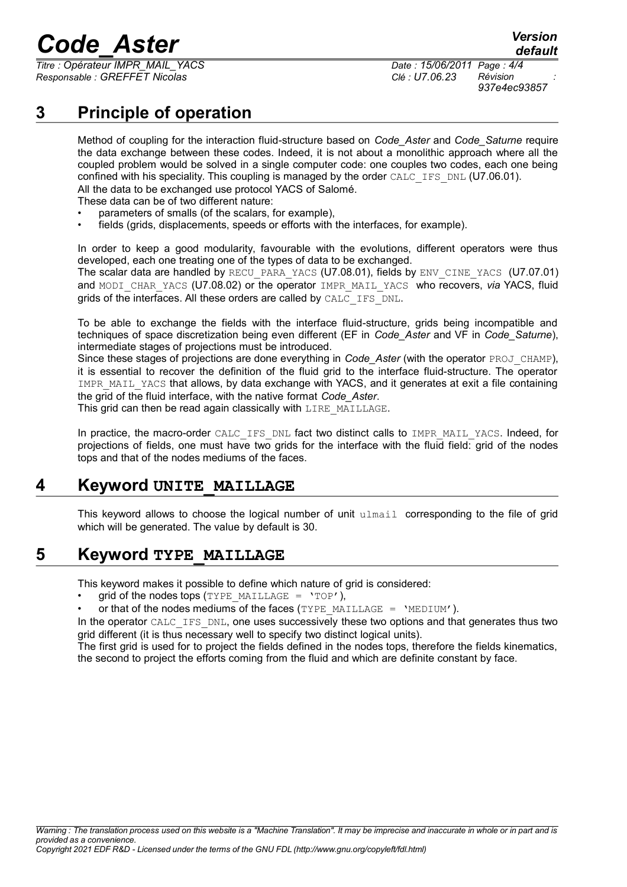## 3 Principle of operation

Method of coupling for the interaction fluid-structure based on *Code_Aster* and *Code_Saturne* require the data exchange between these codes. Indeed, it is not about a monolithic approach where all the coupled problem would be solved in a single computer code: one couples two codes, each one being confined with his speciality. This coupling is managed by the order CALC_IFS_DNL (U7.06.01).
All the data to be exchanged use protocol YACS of Salomé.
These data can be of two different nature:

- parameters of smalls (of the scalars, for example),
- fields (grids, displacements, speeds or efforts with the interfaces, for example).

In order to keep a good modularity, favourable with the evolutions, different operators were thus developed, each one treating one of the types of data to be exchanged.
The scalar data are handled by RECU_PARA_YACS (U7.08.01), fields by ENV_CINE_YACS (U7.07.01) and MODI_CHAR_YACS (U7.08.02) or the operator IMPR_MAIL_YACS who recovers, *via* YACS, fluid grids of the interfaces. All these orders are called by CALC_IFS_DNL.

To be able to exchange the fields with the interface fluid-structure, grids being incompatible and techniques of space discretization being even different (EF in *Code_Aster* and VF in *Code_Saturne*), intermediate stages of projections must be introduced.
Since these stages of projections are done everything in *Code_Aster* (with the operator PROJ_CHAMP), it is essential to recover the definition of the fluid grid to the interface fluid-structure. The operator IMPR_MAIL_YACS that allows, by data exchange with YACS, and it generates at exit a file containing the grid of the fluid interface, with the native format *Code_Aster*.
This grid can then be read again classically with LIRE_MAILLAGE.

In practice, the macro-order CALC_IFS_DNL fact two distinct calls to IMPR_MAIL_YACS. Indeed, for projections of fields, one must have two grids for the interface with the fluid field: grid of the nodes tops and that of the nodes mediums of the faces.

## 4 Keyword UNITE_MAILLAGE

This keyword allows to choose the logical number of unit ulmail corresponding to the file of grid which will be generated. The value by default is 30.

## 5 Keyword TYPE_MAILLAGE

This keyword makes it possible to define which nature of grid is considered:

- grid of the nodes tops (TYPE_MAILLAGE = 'TOP'),
- or that of the nodes mediums of the faces (TYPE_MAILLAGE = 'MEDIUM').

In the operator CALC_IFS_DNL, one uses successively these two options and that generates thus two grid different (it is thus necessary well to specify two distinct logical units).
The first grid is used for to project the fields defined in the nodes tops, therefore the fields kinematics, the second to project the efforts coming from the fluid and which are definite constant by face.